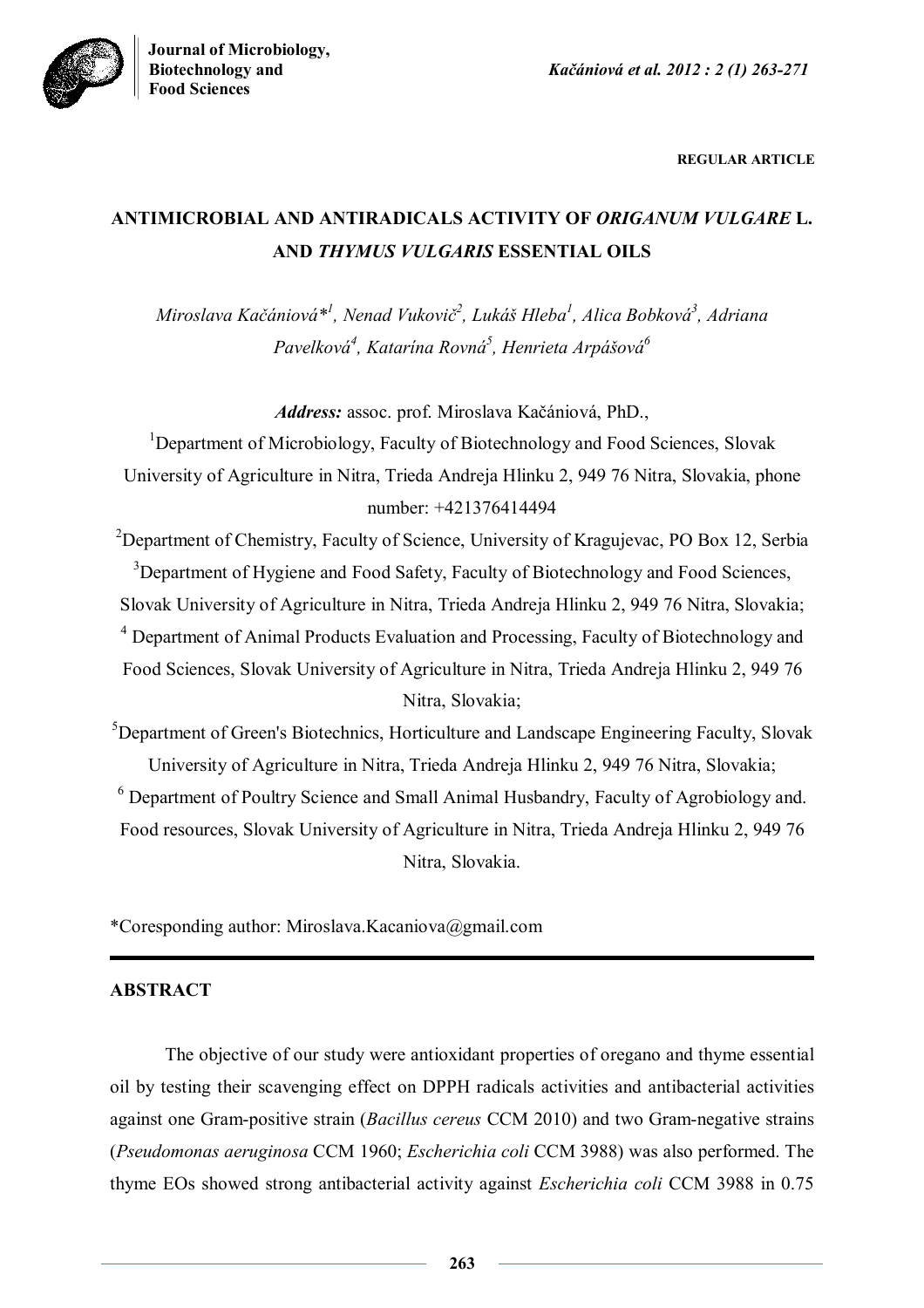**REGULAR ARTICLE**

# ANTIMICROBIAL AND ANTIRADICALS ACTIVITY OF *ORIGANUM VULGARE* L. AND *THYMUS VULGARIS* ESSENTIAL OILS

*Miroslava Kačániová*[*1], *Nenad Vukovič*[2], *Lukáš Hleba*[1], *Alica Bobková*[3], *Adriana Pavelková*[4], *Katarína Rovná*[5], *Henrieta Arpášová*[6]

***Address:*** assoc. prof. Miroslava Kačániová, PhD.,

[1]Department of Microbiology, Faculty of Biotechnology and Food Sciences, Slovak University of Agriculture in Nitra, Trieda Andreja Hlinku 2, 949 76 Nitra, Slovakia, phone number: +421376414494

[2]Department of Chemistry, Faculty of Science, University of Kragujevac, PO Box 12, Serbia

[3]Department of Hygiene and Food Safety, Faculty of Biotechnology and Food Sciences, Slovak University of Agriculture in Nitra, Trieda Andreja Hlinku 2, 949 76 Nitra, Slovakia;

[4] Department of Animal Products Evaluation and Processing, Faculty of Biotechnology and Food Sciences, Slovak University of Agriculture in Nitra, Trieda Andreja Hlinku 2, 949 76 Nitra, Slovakia;

[5]Department of Green's Biotechnics, Horticulture and Landscape Engineering Faculty, Slovak University of Agriculture in Nitra, Trieda Andreja Hlinku 2, 949 76 Nitra, Slovakia;

[6] Department of Poultry Science and Small Animal Husbandry, Faculty of Agrobiology and. Food resources, Slovak University of Agriculture in Nitra, Trieda Andreja Hlinku 2, 949 76 Nitra, Slovakia.

*Coresponding author: Miroslava.Kacaniova@gmail.com

## ABSTRACT

The objective of our study were antioxidant properties of oregano and thyme essential oil by testing their scavenging effect on DPPH radicals activities and antibacterial activities against one Gram-positive strain (*Bacillus cereus* CCM 2010) and two Gram-negative strains (*Pseudomonas aeruginosa* CCM 1960; *Escherichia coli* CCM 3988) was also performed. The thyme EOs showed strong antibacterial activity against *Escherichia coli* CCM 3988 in 0.75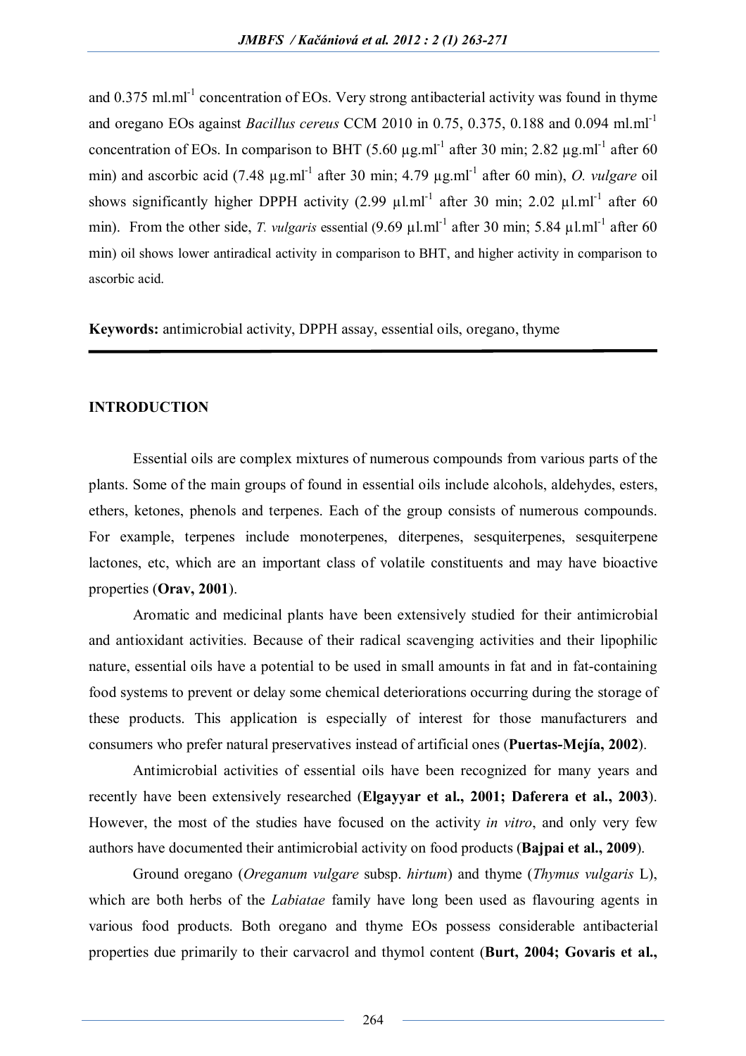and 0.375 ml.ml$^{-1}$ concentration of EOs. Very strong antibacterial activity was found in thyme and oregano EOs against *Bacillus cereus* CCM 2010 in 0.75, 0.375, 0.188 and 0.094 ml.ml$^{-1}$ concentration of EOs. In comparison to BHT (5.60 µg.ml$^{-1}$ after 30 min; 2.82 µg.ml$^{-1}$ after 60 min) and ascorbic acid (7.48 µg.ml$^{-1}$ after 30 min; 4.79 µg.ml$^{-1}$ after 60 min), *O. vulgare* oil shows significantly higher DPPH activity (2.99 µl.ml$^{-1}$ after 30 min; 2.02 µl.ml$^{-1}$ after 60 min). From the other side, *T. vulgaris* essential (9.69 µl.ml$^{-1}$ after 30 min; 5.84 µl.ml$^{-1}$ after 60 min) oil shows lower antiradical activity in comparison to BHT, and higher activity in comparison to ascorbic acid.

**Keywords:** antimicrobial activity, DPPH assay, essential oils, oregano, thyme

## INTRODUCTION

Essential oils are complex mixtures of numerous compounds from various parts of the plants. Some of the main groups of found in essential oils include alcohols, aldehydes, esters, ethers, ketones, phenols and terpenes. Each of the group consists of numerous compounds. For example, terpenes include monoterpenes, diterpenes, sesquiterpenes, sesquiterpene lactones, etc, which are an important class of volatile constituents and may have bioactive properties (**Orav, 2001**).

Aromatic and medicinal plants have been extensively studied for their antimicrobial and antioxidant activities. Because of their radical scavenging activities and their lipophilic nature, essential oils have a potential to be used in small amounts in fat and in fat-containing food systems to prevent or delay some chemical deteriorations occurring during the storage of these products. This application is especially of interest for those manufacturers and consumers who prefer natural preservatives instead of artificial ones (**Puertas-Mejía, 2002**).

Antimicrobial activities of essential oils have been recognized for many years and recently have been extensively researched (**Elgayyar et al., 2001; Daferera et al., 2003**). However, the most of the studies have focused on the activity *in vitro*, and only very few authors have documented their antimicrobial activity on food products (**Bajpai et al., 2009**).

Ground oregano (*Oreganum vulgare* subsp. *hirtum*) and thyme (*Thymus vulgaris* L), which are both herbs of the *Labiatae* family have long been used as flavouring agents in various food products. Both oregano and thyme EOs possess considerable antibacterial properties due primarily to their carvacrol and thymol content (**Burt, 2004; Govaris et al.,**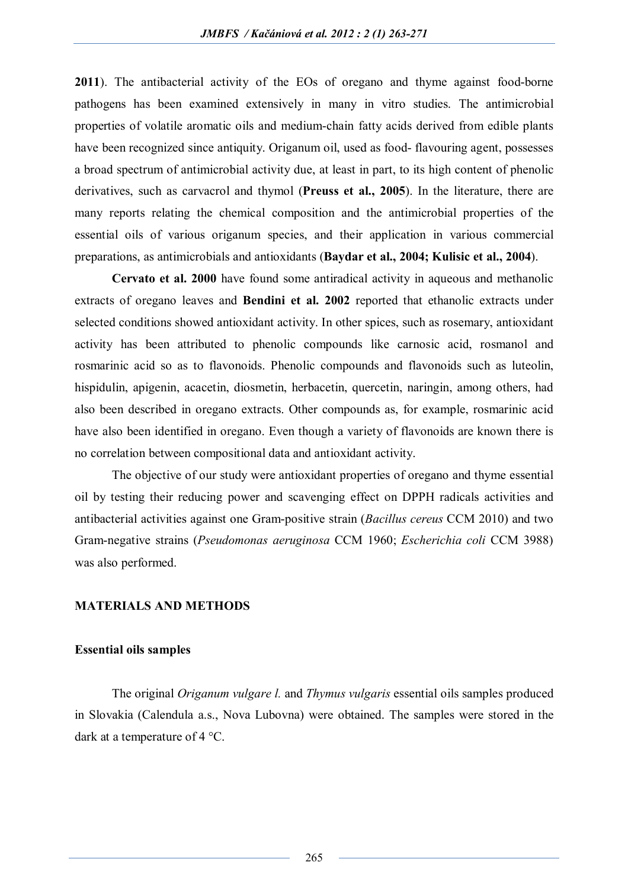**2011**). The antibacterial activity of the EOs of oregano and thyme against food-borne pathogens has been examined extensively in many in vitro studies. The antimicrobial properties of volatile aromatic oils and medium-chain fatty acids derived from edible plants have been recognized since antiquity. Origanum oil, used as food- flavouring agent, possesses a broad spectrum of antimicrobial activity due, at least in part, to its high content of phenolic derivatives, such as carvacrol and thymol (**Preuss et al., 2005**). In the literature, there are many reports relating the chemical composition and the antimicrobial properties of the essential oils of various origanum species, and their application in various commercial preparations, as antimicrobials and antioxidants (**Baydar et al., 2004; Kulisic et al., 2004**).

**Cervato et al. 2000** have found some antiradical activity in aqueous and methanolic extracts of oregano leaves and **Bendini et al. 2002** reported that ethanolic extracts under selected conditions showed antioxidant activity. In other spices, such as rosemary, antioxidant activity has been attributed to phenolic compounds like carnosic acid, rosmanol and rosmarinic acid so as to flavonoids. Phenolic compounds and flavonoids such as luteolin, hispidulin, apigenin, acacetin, diosmetin, herbacetin, quercetin, naringin, among others, had also been described in oregano extracts. Other compounds as, for example, rosmarinic acid have also been identified in oregano. Even though a variety of flavonoids are known there is no correlation between compositional data and antioxidant activity.

The objective of our study were antioxidant properties of oregano and thyme essential oil by testing their reducing power and scavenging effect on DPPH radicals activities and antibacterial activities against one Gram-positive strain (*Bacillus cereus* CCM 2010) and two Gram-negative strains (*Pseudomonas aeruginosa* CCM 1960; *Escherichia coli* CCM 3988) was also performed.

## MATERIALS AND METHODS

### Essential oils samples

The original *Origanum vulgare l.* and *Thymus vulgaris* essential oils samples produced in Slovakia (Calendula a.s., Nova Lubovna) were obtained. The samples were stored in the dark at a temperature of 4 °C.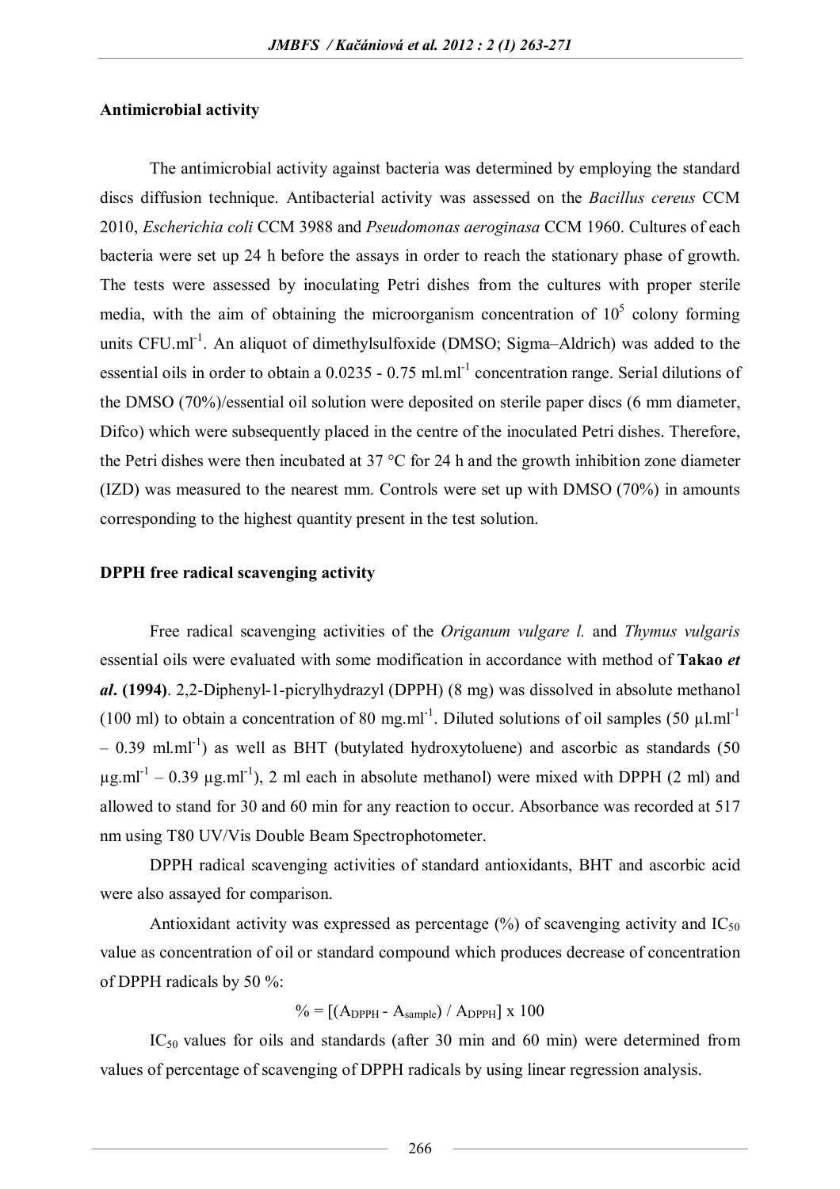## Antimicrobial activity

The antimicrobial activity against bacteria was determined by employing the standard discs diffusion technique. Antibacterial activity was assessed on the *Bacillus cereus* CCM 2010, *Escherichia coli* CCM 3988 and *Pseudomonas aeroginasa* CCM 1960. Cultures of each bacteria were set up 24 h before the assays in order to reach the stationary phase of growth. The tests were assessed by inoculating Petri dishes from the cultures with proper sterile media, with the aim of obtaining the microorganism concentration of $10^5$ colony forming units CFU.ml$^{-1}$. An aliquot of dimethylsulfoxide (DMSO; Sigma–Aldrich) was added to the essential oils in order to obtain a 0.0235 - 0.75 ml.ml$^{-1}$ concentration range. Serial dilutions of the DMSO (70%)/essential oil solution were deposited on sterile paper discs (6 mm diameter, Difco) which were subsequently placed in the centre of the inoculated Petri dishes. Therefore, the Petri dishes were then incubated at 37 °C for 24 h and the growth inhibition zone diameter (IZD) was measured to the nearest mm. Controls were set up with DMSO (70%) in amounts corresponding to the highest quantity present in the test solution.

## DPPH free radical scavenging activity

Free radical scavenging activities of the *Origanum vulgare l.* and *Thymus vulgaris* essential oils were evaluated with some modification in accordance with method of **Takao *et al*. (1994)**. 2,2-Diphenyl-1-picrylhydrazyl (DPPH) (8 mg) was dissolved in absolute methanol (100 ml) to obtain a concentration of 80 mg.ml$^{-1}$. Diluted solutions of oil samples (50 µl.ml$^{-1}$ – 0.39 ml.ml$^{-1}$) as well as BHT (butylated hydroxytoluene) and ascorbic as standards (50 µg.ml$^{-1}$ – 0.39 µg.ml$^{-1}$), 2 ml each in absolute methanol) were mixed with DPPH (2 ml) and allowed to stand for 30 and 60 min for any reaction to occur. Absorbance was recorded at 517 nm using T80 UV/Vis Double Beam Spectrophotometer.

DPPH radical scavenging activities of standard antioxidants, BHT and ascorbic acid were also assayed for comparison.

Antioxidant activity was expressed as percentage (%) of scavenging activity and $IC_{50}$ value as concentration of oil or standard compound which produces decrease of concentration of DPPH radicals by 50 %:

$$\% = [(A_{DPPH} - A_{sample}) / A_{DPPH}] \times 100$$

$IC_{50}$ values for oils and standards (after 30 min and 60 min) were determined from values of percentage of scavenging of DPPH radicals by using linear regression analysis.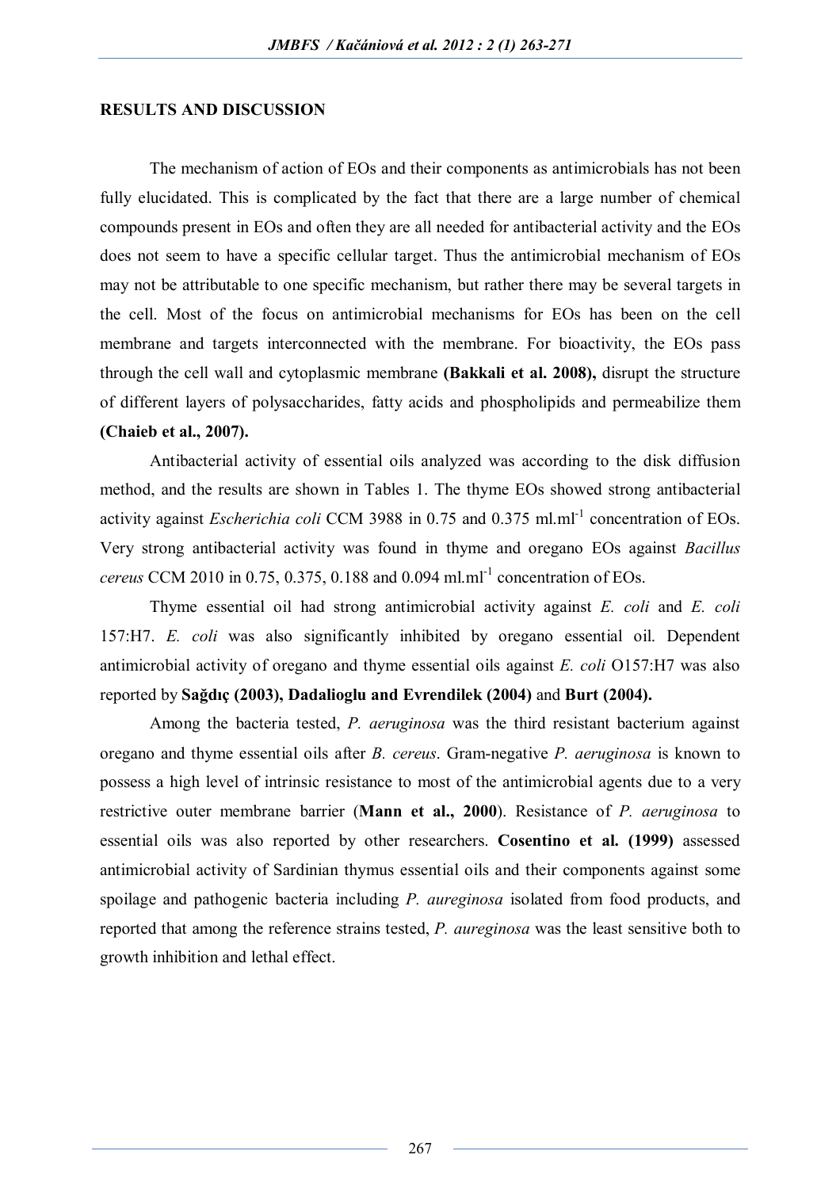## RESULTS AND DISCUSSION

The mechanism of action of EOs and their components as antimicrobials has not been fully elucidated. This is complicated by the fact that there are a large number of chemical compounds present in EOs and often they are all needed for antibacterial activity and the EOs does not seem to have a specific cellular target. Thus the antimicrobial mechanism of EOs may not be attributable to one specific mechanism, but rather there may be several targets in the cell. Most of the focus on antimicrobial mechanisms for EOs has been on the cell membrane and targets interconnected with the membrane. For bioactivity, the EOs pass through the cell wall and cytoplasmic membrane **(Bakkali et al. 2008),** disrupt the structure of different layers of polysaccharides, fatty acids and phospholipids and permeabilize them **(Chaieb et al., 2007).**

Antibacterial activity of essential oils analyzed was according to the disk diffusion method, and the results are shown in Tables 1. The thyme EOs showed strong antibacterial activity against *Escherichia coli* CCM 3988 in 0.75 and 0.375 $ml.ml^{-1}$ concentration of EOs. Very strong antibacterial activity was found in thyme and oregano EOs against *Bacillus cereus* CCM 2010 in 0.75, 0.375, 0.188 and 0.094 $ml.ml^{-1}$ concentration of EOs.

Thyme essential oil had strong antimicrobial activity against *E. coli* and *E. coli* 157:H7. *E. coli* was also significantly inhibited by oregano essential oil. Dependent antimicrobial activity of oregano and thyme essential oils against *E. coli* O157:H7 was also reported by **Sağdıç (2003), Dadalioglu and Evrendilek (2004)** and **Burt (2004).**

Among the bacteria tested, *P. aeruginosa* was the third resistant bacterium against oregano and thyme essential oils after *B. cereus*. Gram-negative *P. aeruginosa* is known to possess a high level of intrinsic resistance to most of the antimicrobial agents due to a very restrictive outer membrane barrier (**Mann et al., 2000**). Resistance of *P. aeruginosa* to essential oils was also reported by other researchers. **Cosentino et al. (1999)** assessed antimicrobial activity of Sardinian thymus essential oils and their components against some spoilage and pathogenic bacteria including *P. aureginosa* isolated from food products, and reported that among the reference strains tested, *P. aureginosa* was the least sensitive both to growth inhibition and lethal effect.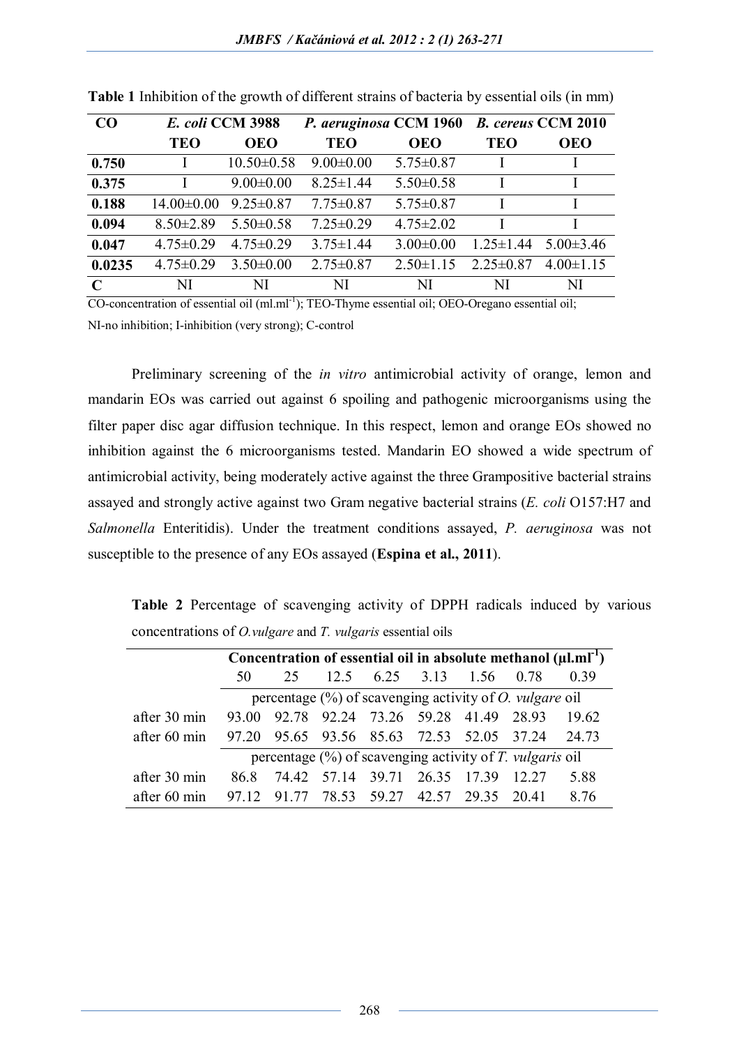**Table 1** Inhibition of the growth of different strains of bacteria by essential oils (in mm)

| CO | *E. coli* CCM 3988 | | *P. aeruginosa* CCM 1960 | | *B. cereus* CCM 2010 | |
|---|---|---|---|---|---|---|
| | TEO | OEO | TEO | OEO | TEO | OEO |
| **0.750** | I | 10.50±0.58 | 9.00±0.00 | 5.75±0.87 | I | I |
| **0.375** | I | 9.00±0.00 | 8.25±1.44 | 5.50±0.58 | I | I |
| **0.188** | 14.00±0.00 | 9.25±0.87 | 7.75±0.87 | 5.75±0.87 | I | I |
| **0.094** | 8.50±2.89 | 5.50±0.58 | 7.25±0.29 | 4.75±2.02 | I | I |
| **0.047** | 4.75±0.29 | 4.75±0.29 | 3.75±1.44 | 3.00±0.00 | 1.25±1.44 | 5.00±3.46 |
| **0.0235** | 4.75±0.29 | 3.50±0.00 | 2.75±0.87 | 2.50±1.15 | 2.25±0.87 | 4.00±1.15 |
| **C** | NI | NI | NI | NI | NI | NI |

CO-concentration of essential oil (ml.ml$^{-1}$); TEO-Thyme essential oil; OEO-Oregano essential oil; NI-no inhibition; I-inhibition (very strong); C-control

Preliminary screening of the *in vitro* antimicrobial activity of orange, lemon and mandarin EOs was carried out against 6 spoiling and pathogenic microorganisms using the filter paper disc agar diffusion technique. In this respect, lemon and orange EOs showed no inhibition against the 6 microorganisms tested. Mandarin EO showed a wide spectrum of antimicrobial activity, being moderately active against the three Grampositive bacterial strains assayed and strongly active against two Gram negative bacterial strains (*E. coli* O157:H7 and *Salmonella* Enteritidis). Under the treatment conditions assayed, *P. aeruginosa* was not susceptible to the presence of any EOs assayed (**Espina et al., 2011**).

**Table 2** Percentage of scavenging activity of DPPH radicals induced by various concentrations of *O.vulgare* and *T. vulgaris* essential oils

| | Concentration of essential oil in absolute methanol (μl.ml$^{-1}$) | | | | | | | |
|---|---|---|---|---|---|---|---|---|
| | 50 | 25 | 12.5 | 6.25 | 3.13 | 1.56 | 0.78 | 0.39 |
| | percentage (%) of scavenging activity of *O. vulgare* oil | | | | | | | |
| after 30 min | 93.00 | 92.78 | 92.24 | 73.26 | 59.28 | 41.49 | 28.93 | 19.62 |
| after 60 min | 97.20 | 95.65 | 93.56 | 85.63 | 72.53 | 52.05 | 37.24 | 24.73 |
| | percentage (%) of scavenging activity of *T. vulgaris* oil | | | | | | | |
| after 30 min | 86.8 | 74.42 | 57.14 | 39.71 | 26.35 | 17.39 | 12.27 | 5.88 |
| after 60 min | 97.12 | 91.77 | 78.53 | 59.27 | 42.57 | 29.35 | 20.41 | 8.76 |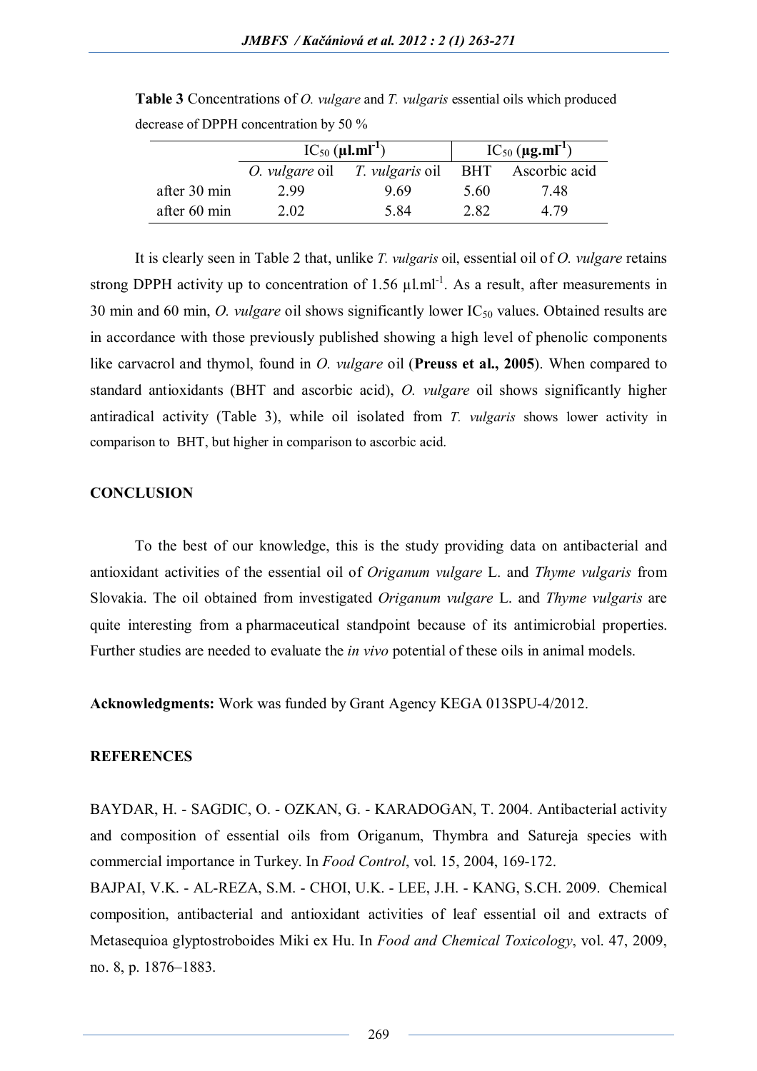**Table 3** Concentrations of *O. vulgare* and *T. vulgaris* essential oils which produced decrease of DPPH concentration by 50 %

| | $IC_{50}$ (**µl.ml$^{-1}$**) | | $IC_{50}$ (**µg.ml$^{-1}$**) | |
|---|---|---|---|---|
| | *O. vulgare* oil | *T. vulgaris* oil | BHT | Ascorbic acid |
| after 30 min | 2.99 | 9.69 | 5.60 | 7.48 |
| after 60 min | 2.02 | 5.84 | 2.82 | 4.79 |

It is clearly seen in Table 2 that, unlike *T. vulgaris* oil, essential oil of *O. vulgare* retains strong DPPH activity up to concentration of 1.56 µl.ml$^{-1}$. As a result, after measurements in 30 min and 60 min, *O. vulgare* oil shows significantly lower $IC_{50}$ values. Obtained results are in accordance with those previously published showing a high level of phenolic components like carvacrol and thymol, found in *O. vulgare* oil (**Preuss et al., 2005**). When compared to standard antioxidants (BHT and ascorbic acid), *O. vulgare* oil shows significantly higher antiradical activity (Table 3), while oil isolated from *T. vulgaris* shows lower activity in comparison to BHT, but higher in comparison to ascorbic acid.

## CONCLUSION

To the best of our knowledge, this is the study providing data on antibacterial and antioxidant activities of the essential oil of *Origanum vulgare* L. and *Thyme vulgaris* from Slovakia. The oil obtained from investigated *Origanum vulgare* L. and *Thyme vulgaris* are quite interesting from a pharmaceutical standpoint because of its antimicrobial properties. Further studies are needed to evaluate the *in vivo* potential of these oils in animal models.

**Acknowledgments:** Work was funded by Grant Agency KEGA 013SPU-4/2012.

## REFERENCES

BAYDAR, H. - SAGDIC, O. - OZKAN, G. - KARADOGAN, T. 2004. Antibacterial activity and composition of essential oils from Origanum, Thymbra and Satureja species with commercial importance in Turkey. In *Food Control*, vol. 15, 2004, 169-172.

BAJPAI, V.K. - AL-REZA, S.M. - CHOI, U.K. - LEE, J.H. - KANG, S.CH. 2009. Chemical composition, antibacterial and antioxidant activities of leaf essential oil and extracts of Metasequioa glyptostroboides Miki ex Hu. In *Food and Chemical Toxicology*, vol. 47, 2009, no. 8, p. 1876–1883.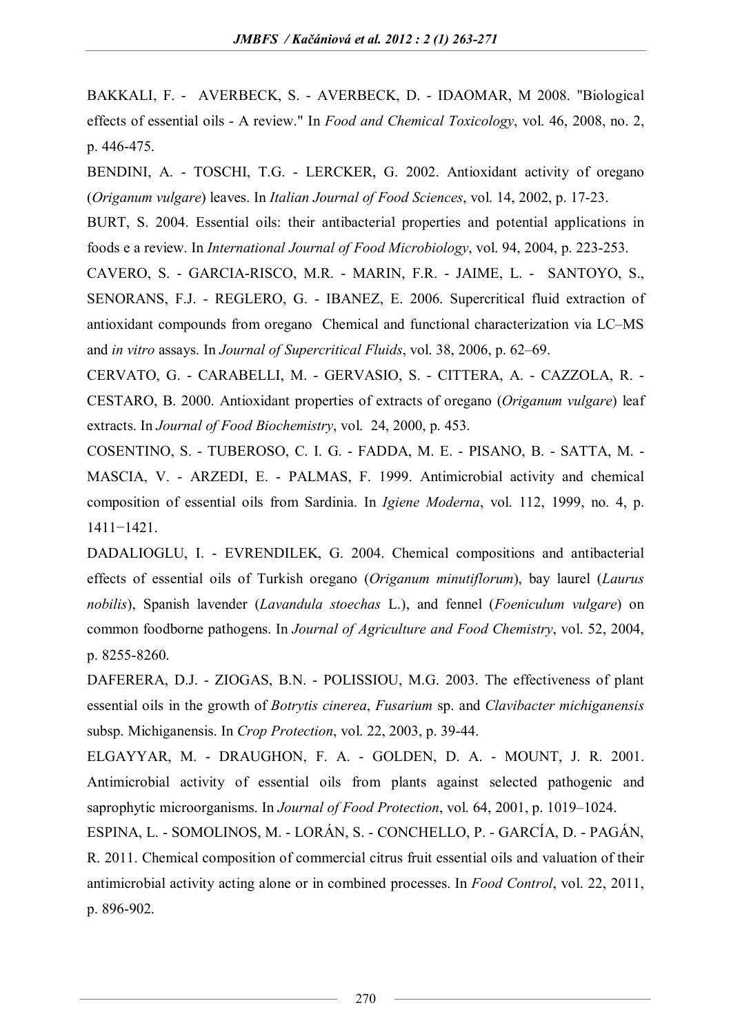BAKKALI, F. - AVERBECK, S. - AVERBECK, D. - IDAOMAR, M 2008. "Biological effects of essential oils - A review." In *Food and Chemical Toxicology*, vol. 46, 2008, no. 2, p. 446-475.

BENDINI, A. - TOSCHI, T.G. - LERCKER, G. 2002. Antioxidant activity of oregano (*Origanum vulgare*) leaves. In *Italian Journal of Food Sciences*, vol. 14, 2002, p. 17-23.

BURT, S. 2004. Essential oils: their antibacterial properties and potential applications in foods e a review. In *International Journal of Food Microbiology*, vol. 94, 2004, p. 223-253.

CAVERO, S. - GARCIA-RISCO, M.R. - MARIN, F.R. - JAIME, L. - SANTOYO, S., SENORANS, F.J. - REGLERO, G. - IBANEZ, E. 2006. Supercritical fluid extraction of antioxidant compounds from oregano Chemical and functional characterization via LC–MS and *in vitro* assays. In *Journal of Supercritical Fluids*, vol. 38, 2006, p. 62–69.

CERVATO, G. - CARABELLI, M. - GERVASIO, S. - CITTERA, A. - CAZZOLA, R. - CESTARO, B. 2000. Antioxidant properties of extracts of oregano (*Origanum vulgare*) leaf extracts. In *Journal of Food Biochemistry*, vol. 24, 2000, p. 453.

COSENTINO, S. - TUBEROSO, C. I. G. - FADDA, M. E. - PISANO, B. - SATTA, M. - MASCIA, V. - ARZEDI, E. - PALMAS, F. 1999. Antimicrobial activity and chemical composition of essential oils from Sardinia. In *Igiene Moderna*, vol. 112, 1999, no. 4, p. 1411−1421.

DADALIOGLU, I. - EVRENDILEK, G. 2004. Chemical compositions and antibacterial effects of essential oils of Turkish oregano (*Origanum minutiflorum*), bay laurel (*Laurus nobilis*), Spanish lavender (*Lavandula stoechas* L.), and fennel (*Foeniculum vulgare*) on common foodborne pathogens. In *Journal of Agriculture and Food Chemistry*, vol. 52, 2004, p. 8255-8260.

DAFERERA, D.J. - ZIOGAS, B.N. - POLISSIOU, M.G. 2003. The effectiveness of plant essential oils in the growth of *Botrytis cinerea*, *Fusarium* sp. and *Clavibacter michiganensis* subsp. Michiganensis. In *Crop Protection*, vol. 22, 2003, p. 39-44.

ELGAYYAR, M. - DRAUGHON, F. A. - GOLDEN, D. A. - MOUNT, J. R. 2001. Antimicrobial activity of essential oils from plants against selected pathogenic and saprophytic microorganisms. In *Journal of Food Protection*, vol. 64, 2001, p. 1019–1024.

ESPINA, L. - SOMOLINOS, M. - LORÁN, S. - CONCHELLO, P. - GARCÍA, D. - PAGÁN, R. 2011. Chemical composition of commercial citrus fruit essential oils and valuation of their antimicrobial activity acting alone or in combined processes. In *Food Control*, vol. 22, 2011, p. 896-902.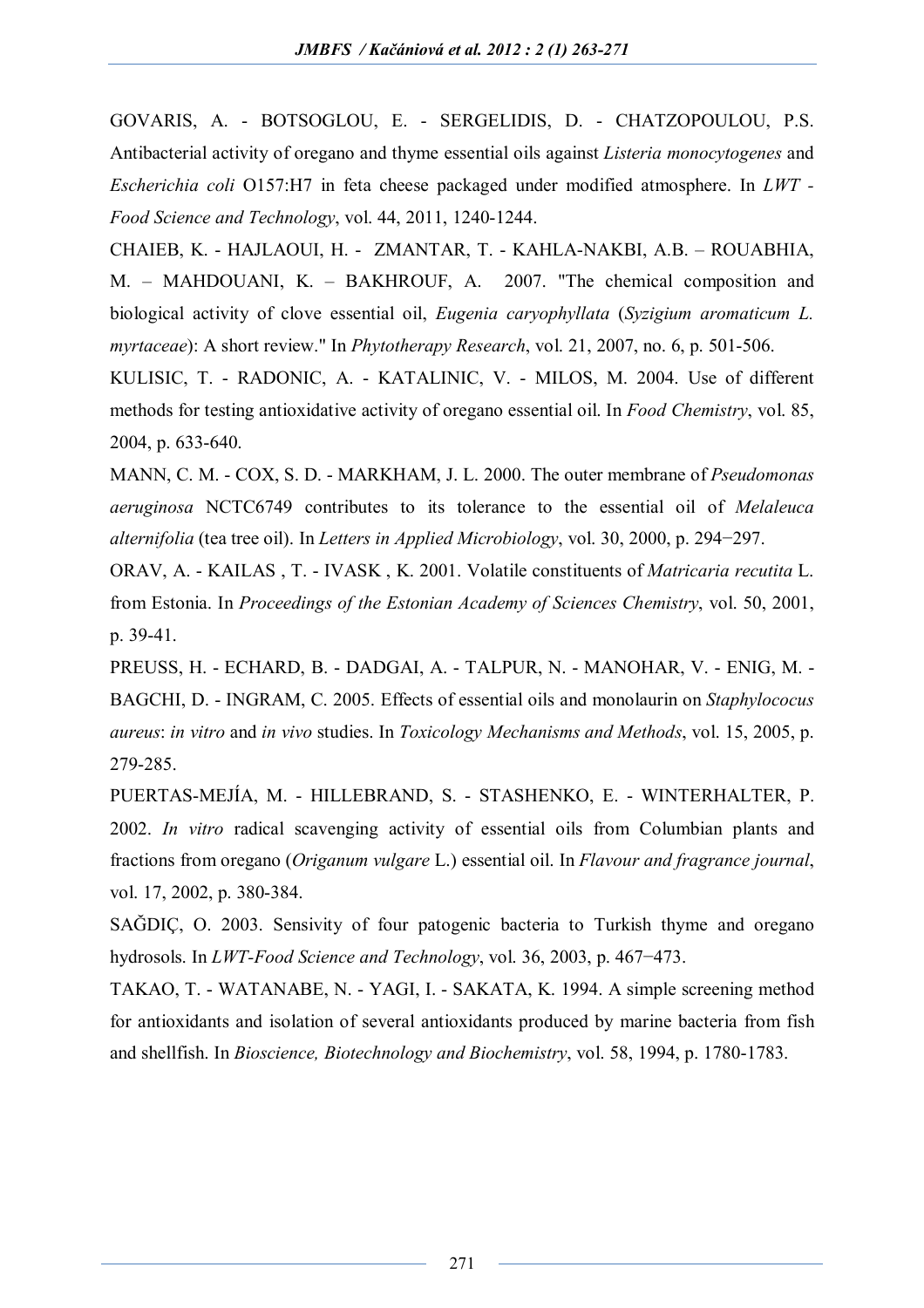GOVARIS, A. - BOTSOGLOU, E. - SERGELIDIS, D. - CHATZOPOULOU, P.S. Antibacterial activity of oregano and thyme essential oils against *Listeria monocytogenes* and *Escherichia coli* O157:H7 in feta cheese packaged under modified atmosphere. In *LWT - Food Science and Technology*, vol. 44, 2011, 1240-1244.

CHAIEB, K. - HAJLAOUI, H. - ZMANTAR, T. - KAHLA-NAKBI, A.B. – ROUABHIA, M. – MAHDOUANI, K. – BAKHROUF, A. 2007. "The chemical composition and biological activity of clove essential oil, *Eugenia caryophyllata* (*Syzigium aromaticum L. myrtaceae*): A short review." In *Phytotherapy Research*, vol. 21, 2007, no. 6, p. 501-506.

KULISIC, T. - RADONIC, A. - KATALINIC, V. - MILOS, M. 2004. Use of different methods for testing antioxidative activity of oregano essential oil. In *Food Chemistry*, vol. 85, 2004, p. 633-640.

MANN, C. M. - COX, S. D. - MARKHAM, J. L. 2000. The outer membrane of *Pseudomonas aeruginosa* NCTC6749 contributes to its tolerance to the essential oil of *Melaleuca alternifolia* (tea tree oil). In *Letters in Applied Microbiology*, vol. 30, 2000, p. 294−297.

ORAV, A. - KAILAS , T. - IVASK , K. 2001. Volatile constituents of *Matricaria recutita* L. from Estonia. In *Proceedings of the Estonian Academy of Sciences Chemistry*, vol. 50, 2001, p. 39-41.

PREUSS, H. - ECHARD, B. - DADGAI, A. - TALPUR, N. - MANOHAR, V. - ENIG, M. - BAGCHI, D. - INGRAM, C. 2005. Effects of essential oils and monolaurin on *Staphylococcus aureus*: *in vitro* and *in vivo* studies. In *Toxicology Mechanisms and Methods*, vol. 15, 2005, p. 279-285.

PUERTAS-MEJÍA, M. - HILLEBRAND, S. - STASHENKO, E. - WINTERHALTER, P. 2002. *In vitro* radical scavenging activity of essential oils from Columbian plants and fractions from oregano (*Origanum vulgare* L.) essential oil. In *Flavour and fragrance journal*, vol. 17, 2002, p. 380-384.

SAĞDIÇ, O. 2003. Sensivity of four patogenic bacteria to Turkish thyme and oregano hydrosols. In *LWT-Food Science and Technology*, vol. 36, 2003, p. 467−473.

TAKAO, T. - WATANABE, N. - YAGI, I. - SAKATA, K. 1994. A simple screening method for antioxidants and isolation of several antioxidants produced by marine bacteria from fish and shellfish. In *Bioscience, Biotechnology and Biochemistry*, vol. 58, 1994, p. 1780-1783.